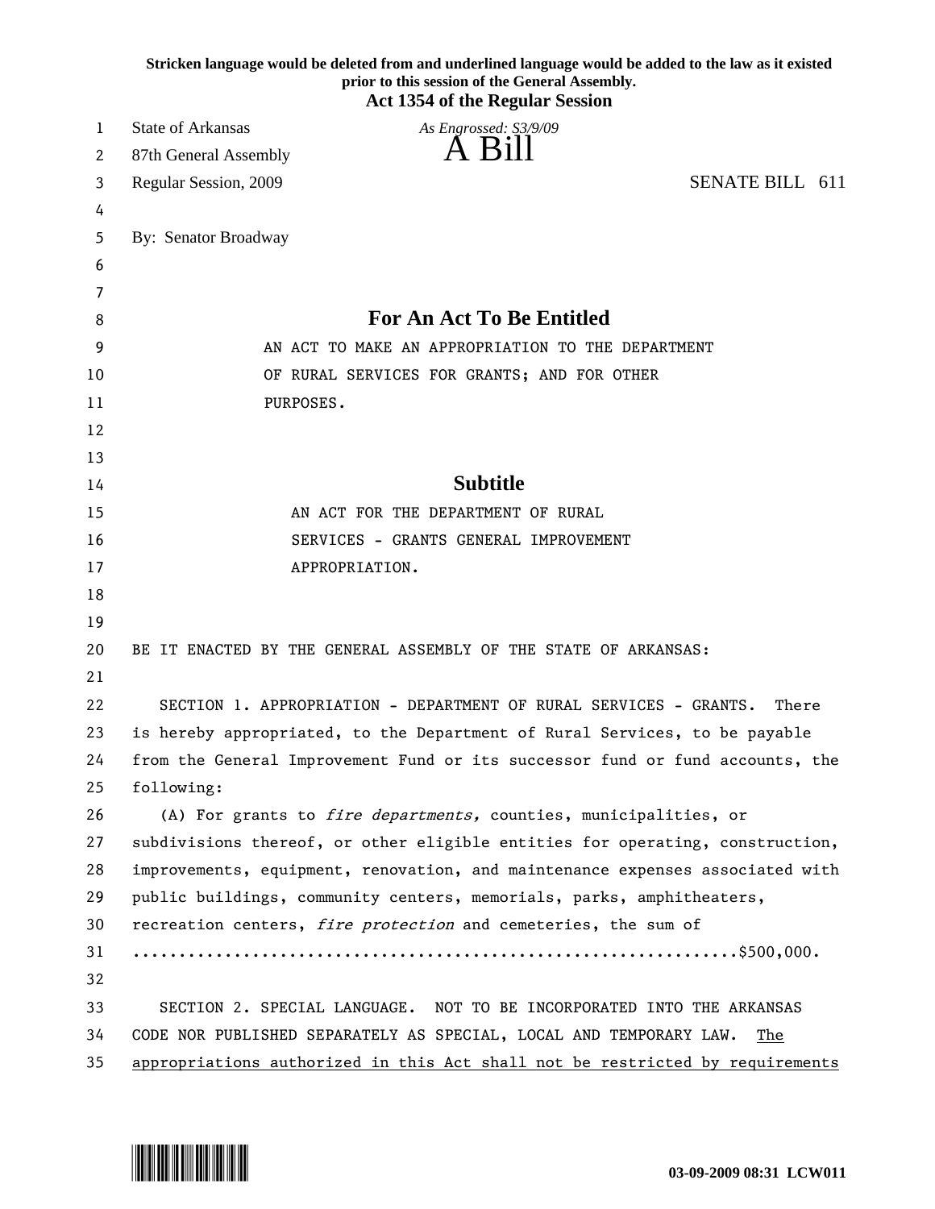Stricken language would be deleted from and underlined language would be added to the law as it existed prior to this session of the General Assembly.

**Act 1354 of the Regular Session**

State of Arkansas
87th General Assembly
Regular Session, 2009

*As Engrossed: S3/9/09*

# A Bill

SENATE BILL 611

By: Senator Broadway

## For An Act To Be Entitled

AN ACT TO MAKE AN APPROPRIATION TO THE DEPARTMENT OF RURAL SERVICES FOR GRANTS; AND FOR OTHER PURPOSES.

## Subtitle

AN ACT FOR THE DEPARTMENT OF RURAL SERVICES - GRANTS GENERAL IMPROVEMENT APPROPRIATION.

BE IT ENACTED BY THE GENERAL ASSEMBLY OF THE STATE OF ARKANSAS:

SECTION 1. APPROPRIATION - DEPARTMENT OF RURAL SERVICES - GRANTS. There is hereby appropriated, to the Department of Rural Services, to be payable from the General Improvement Fund or its successor fund or fund accounts, the following:

(A) For grants to *fire departments,* counties, municipalities, or subdivisions thereof, or other eligible entities for operating, construction, improvements, equipment, renovation, and maintenance expenses associated with public buildings, community centers, memorials, parks, amphitheaters, recreation centers, *fire protection* and cemeteries, the sum of ................................................................$500,000.

SECTION 2. SPECIAL LANGUAGE. NOT TO BE INCORPORATED INTO THE ARKANSAS CODE NOR PUBLISHED SEPARATELY AS SPECIAL, LOCAL AND TEMPORARY LAW. <u>The appropriations authorized in this Act shall not be restricted by requirements</u>

03-09-2009 08:31 LCW011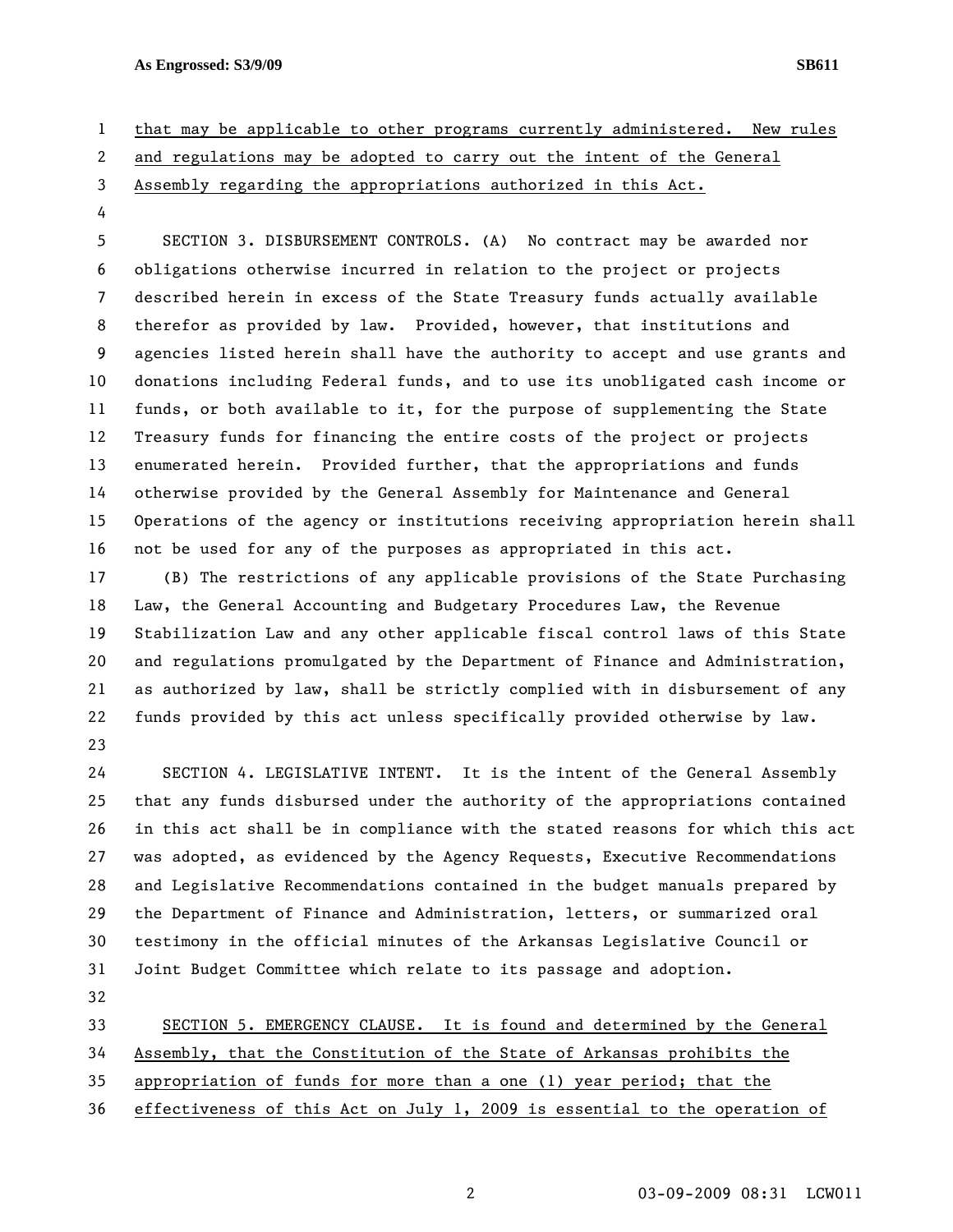that may be applicable to other programs currently administered. New rules and regulations may be adopted to carry out the intent of the General Assembly regarding the appropriations authorized in this Act.

SECTION 3. DISBURSEMENT CONTROLS. (A) No contract may be awarded nor obligations otherwise incurred in relation to the project or projects described herein in excess of the State Treasury funds actually available therefor as provided by law. Provided, however, that institutions and agencies listed herein shall have the authority to accept and use grants and donations including Federal funds, and to use its unobligated cash income or funds, or both available to it, for the purpose of supplementing the State Treasury funds for financing the entire costs of the project or projects enumerated herein. Provided further, that the appropriations and funds otherwise provided by the General Assembly for Maintenance and General Operations of the agency or institutions receiving appropriation herein shall not be used for any of the purposes as appropriated in this act.

(B) The restrictions of any applicable provisions of the State Purchasing Law, the General Accounting and Budgetary Procedures Law, the Revenue Stabilization Law and any other applicable fiscal control laws of this State and regulations promulgated by the Department of Finance and Administration, as authorized by law, shall be strictly complied with in disbursement of any funds provided by this act unless specifically provided otherwise by law.

SECTION 4. LEGISLATIVE INTENT. It is the intent of the General Assembly that any funds disbursed under the authority of the appropriations contained in this act shall be in compliance with the stated reasons for which this act was adopted, as evidenced by the Agency Requests, Executive Recommendations and Legislative Recommendations contained in the budget manuals prepared by the Department of Finance and Administration, letters, or summarized oral testimony in the official minutes of the Arkansas Legislative Council or Joint Budget Committee which relate to its passage and adoption.

SECTION 5. EMERGENCY CLAUSE. It is found and determined by the General Assembly, that the Constitution of the State of Arkansas prohibits the appropriation of funds for more than a one (1) year period; that the effectiveness of this Act on July 1, 2009 is essential to the operation of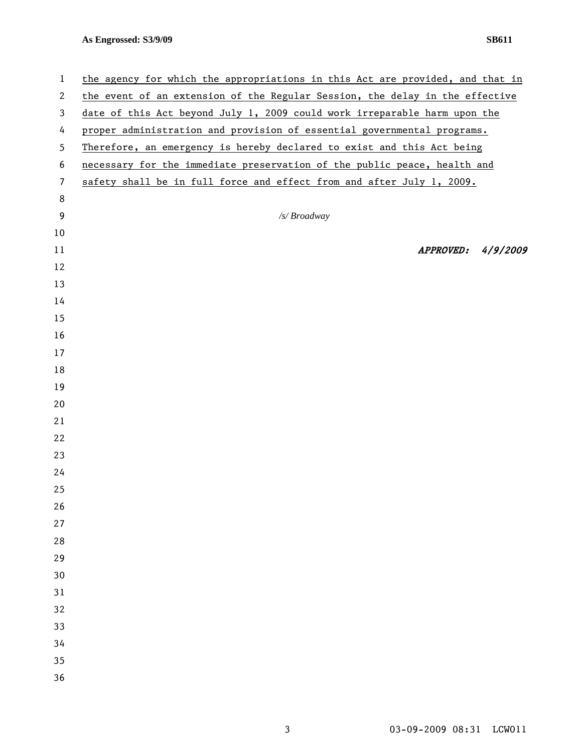the agency for which the appropriations in this Act are provided, and that in the event of an extension of the Regular Session, the delay in the effective date of this Act beyond July 1, 2009 could work irreparable harm upon the proper administration and provision of essential governmental programs. Therefore, an emergency is hereby declared to exist and this Act being necessary for the immediate preservation of the public peace, health and safety shall be in full force and effect from and after July 1, 2009.

*/s/ Broadway*

***APPROVED: 4/9/2009***